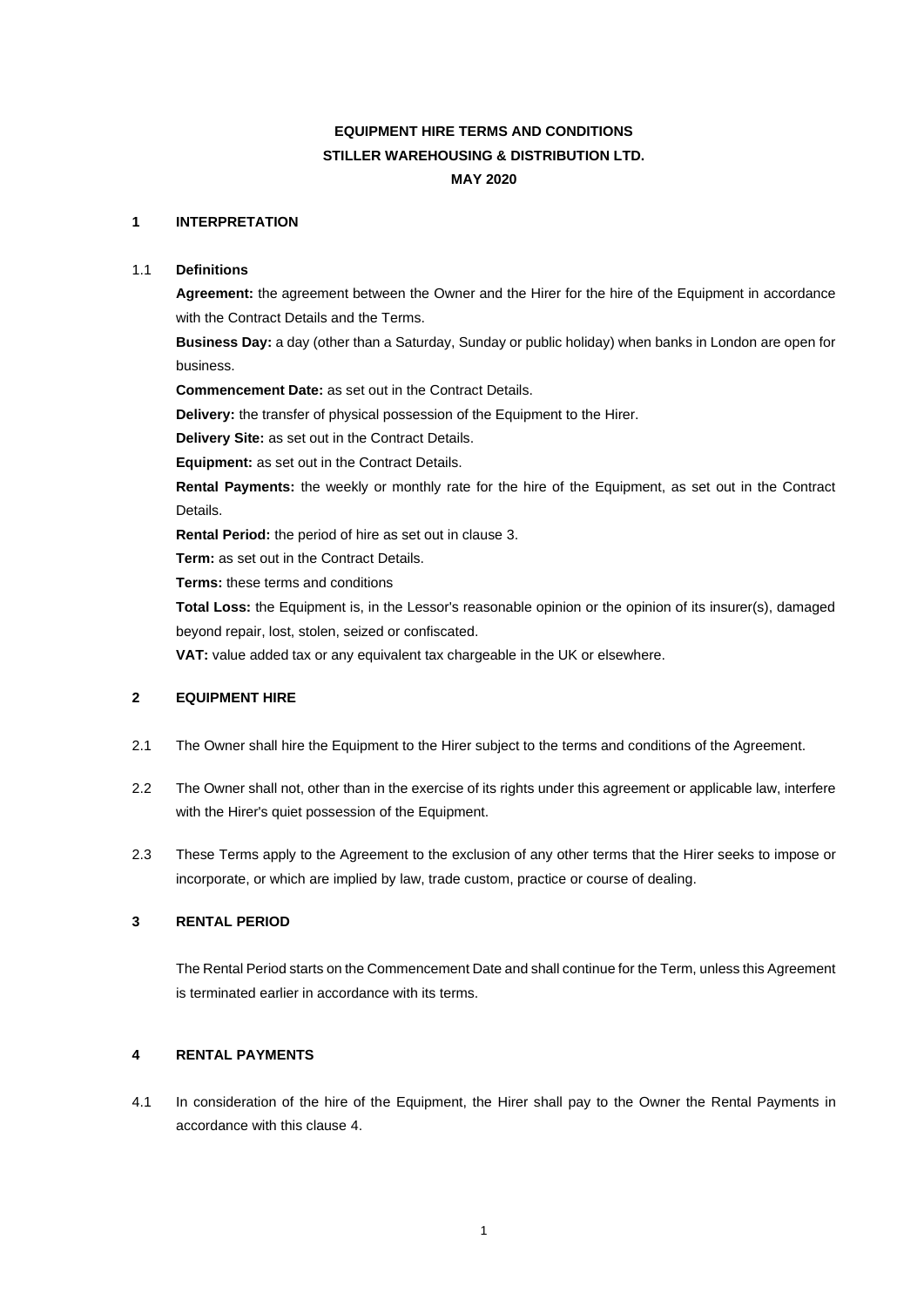# EQUIPMENT HIRE TERMS AND CONDITIONS
# STILLER WAREHOUSING & DISTRIBUTION LTD.
# MAY 2020

## 1 INTERPRETATION

### 1.1 Definitions

**Agreement:** the agreement between the Owner and the Hirer for the hire of the Equipment in accordance with the Contract Details and the Terms.

**Business Day:** a day (other than a Saturday, Sunday or public holiday) when banks in London are open for business.

**Commencement Date:** as set out in the Contract Details.

**Delivery:** the transfer of physical possession of the Equipment to the Hirer.

**Delivery Site:** as set out in the Contract Details.

**Equipment:** as set out in the Contract Details.

**Rental Payments:** the weekly or monthly rate for the hire of the Equipment, as set out in the Contract Details.

**Rental Period:** the period of hire as set out in clause 3.

**Term:** as set out in the Contract Details.

**Terms:** these terms and conditions

**Total Loss:** the Equipment is, in the Lessor's reasonable opinion or the opinion of its insurer(s), damaged beyond repair, lost, stolen, seized or confiscated.

**VAT:** value added tax or any equivalent tax chargeable in the UK or elsewhere.

## 2 EQUIPMENT HIRE

2.1 The Owner shall hire the Equipment to the Hirer subject to the terms and conditions of the Agreement.

2.2 The Owner shall not, other than in the exercise of its rights under this agreement or applicable law, interfere with the Hirer's quiet possession of the Equipment.

2.3 These Terms apply to the Agreement to the exclusion of any other terms that the Hirer seeks to impose or incorporate, or which are implied by law, trade custom, practice or course of dealing.

## 3 RENTAL PERIOD

The Rental Period starts on the Commencement Date and shall continue for the Term, unless this Agreement is terminated earlier in accordance with its terms.

## 4 RENTAL PAYMENTS

4.1 In consideration of the hire of the Equipment, the Hirer shall pay to the Owner the Rental Payments in accordance with this clause 4.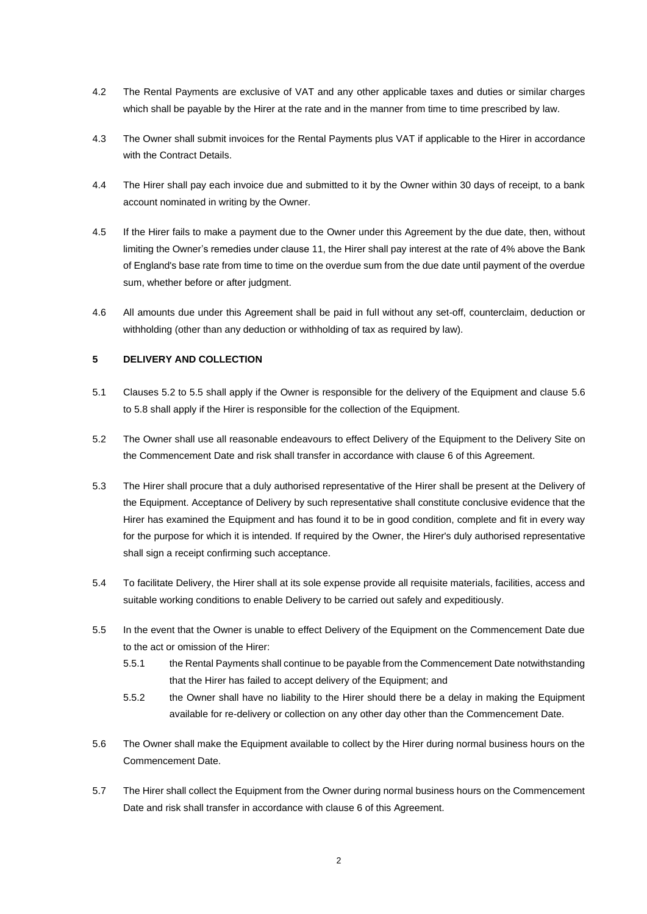4.2 The Rental Payments are exclusive of VAT and any other applicable taxes and duties or similar charges which shall be payable by the Hirer at the rate and in the manner from time to time prescribed by law.

4.3 The Owner shall submit invoices for the Rental Payments plus VAT if applicable to the Hirer in accordance with the Contract Details.

4.4 The Hirer shall pay each invoice due and submitted to it by the Owner within 30 days of receipt, to a bank account nominated in writing by the Owner.

4.5 If the Hirer fails to make a payment due to the Owner under this Agreement by the due date, then, without limiting the Owner's remedies under clause 11, the Hirer shall pay interest at the rate of 4% above the Bank of England's base rate from time to time on the overdue sum from the due date until payment of the overdue sum, whether before or after judgment.

4.6 All amounts due under this Agreement shall be paid in full without any set-off, counterclaim, deduction or withholding (other than any deduction or withholding of tax as required by law).

## 5 DELIVERY AND COLLECTION

5.1 Clauses 5.2 to 5.5 shall apply if the Owner is responsible for the delivery of the Equipment and clause 5.6 to 5.8 shall apply if the Hirer is responsible for the collection of the Equipment.

5.2 The Owner shall use all reasonable endeavours to effect Delivery of the Equipment to the Delivery Site on the Commencement Date and risk shall transfer in accordance with clause 6 of this Agreement.

5.3 The Hirer shall procure that a duly authorised representative of the Hirer shall be present at the Delivery of the Equipment. Acceptance of Delivery by such representative shall constitute conclusive evidence that the Hirer has examined the Equipment and has found it to be in good condition, complete and fit in every way for the purpose for which it is intended. If required by the Owner, the Hirer's duly authorised representative shall sign a receipt confirming such acceptance.

5.4 To facilitate Delivery, the Hirer shall at its sole expense provide all requisite materials, facilities, access and suitable working conditions to enable Delivery to be carried out safely and expeditiously.

5.5 In the event that the Owner is unable to effect Delivery of the Equipment on the Commencement Date due to the act or omission of the Hirer:

5.5.1 the Rental Payments shall continue to be payable from the Commencement Date notwithstanding that the Hirer has failed to accept delivery of the Equipment; and

5.5.2 the Owner shall have no liability to the Hirer should there be a delay in making the Equipment available for re-delivery or collection on any other day other than the Commencement Date.

5.6 The Owner shall make the Equipment available to collect by the Hirer during normal business hours on the Commencement Date.

5.7 The Hirer shall collect the Equipment from the Owner during normal business hours on the Commencement Date and risk shall transfer in accordance with clause 6 of this Agreement.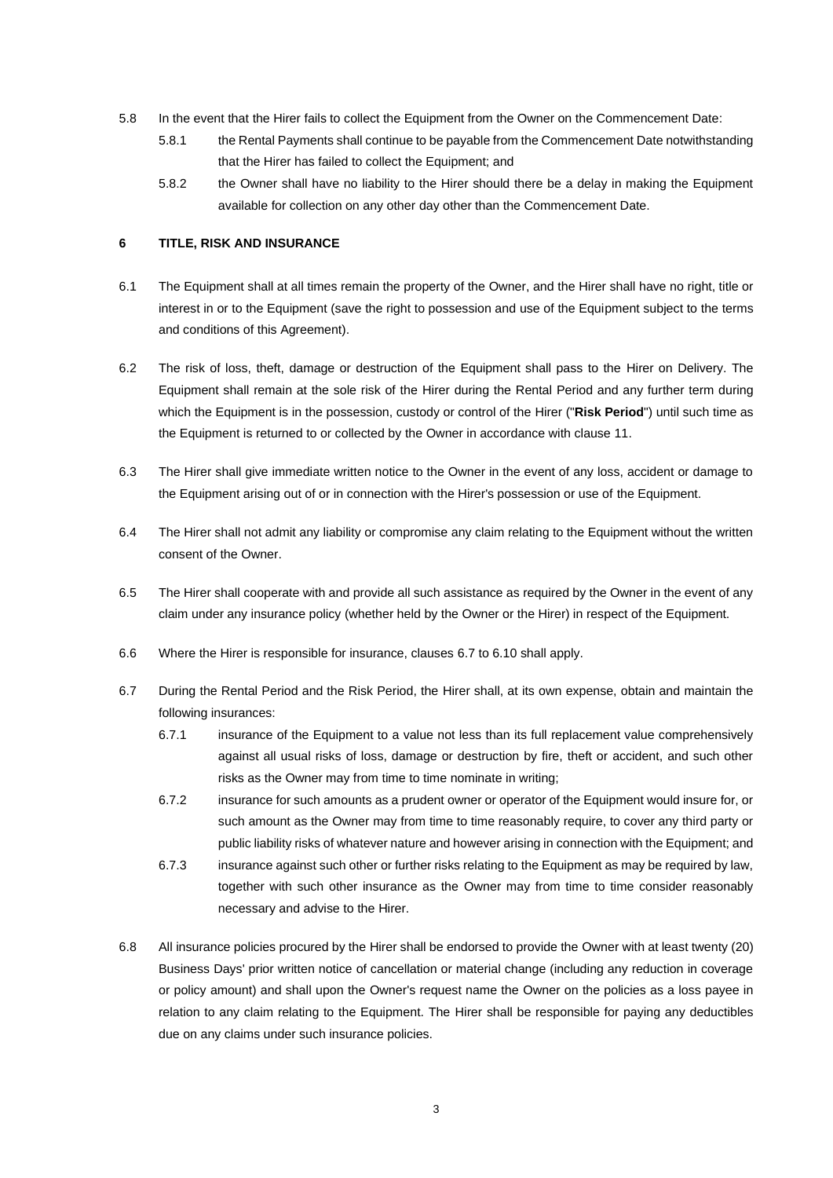5.8 In the event that the Hirer fails to collect the Equipment from the Owner on the Commencement Date:

5.8.1 the Rental Payments shall continue to be payable from the Commencement Date notwithstanding that the Hirer has failed to collect the Equipment; and

5.8.2 the Owner shall have no liability to the Hirer should there be a delay in making the Equipment available for collection on any other day other than the Commencement Date.

## 6 TITLE, RISK AND INSURANCE

6.1 The Equipment shall at all times remain the property of the Owner, and the Hirer shall have no right, title or interest in or to the Equipment (save the right to possession and use of the Equipment subject to the terms and conditions of this Agreement).

6.2 The risk of loss, theft, damage or destruction of the Equipment shall pass to the Hirer on Delivery. The Equipment shall remain at the sole risk of the Hirer during the Rental Period and any further term during which the Equipment is in the possession, custody or control of the Hirer ("**Risk Period**") until such time as the Equipment is returned to or collected by the Owner in accordance with clause 11.

6.3 The Hirer shall give immediate written notice to the Owner in the event of any loss, accident or damage to the Equipment arising out of or in connection with the Hirer's possession or use of the Equipment.

6.4 The Hirer shall not admit any liability or compromise any claim relating to the Equipment without the written consent of the Owner.

6.5 The Hirer shall cooperate with and provide all such assistance as required by the Owner in the event of any claim under any insurance policy (whether held by the Owner or the Hirer) in respect of the Equipment.

6.6 Where the Hirer is responsible for insurance, clauses 6.7 to 6.10 shall apply.

6.7 During the Rental Period and the Risk Period, the Hirer shall, at its own expense, obtain and maintain the following insurances:

6.7.1 insurance of the Equipment to a value not less than its full replacement value comprehensively against all usual risks of loss, damage or destruction by fire, theft or accident, and such other risks as the Owner may from time to time nominate in writing;

6.7.2 insurance for such amounts as a prudent owner or operator of the Equipment would insure for, or such amount as the Owner may from time to time reasonably require, to cover any third party or public liability risks of whatever nature and however arising in connection with the Equipment; and

6.7.3 insurance against such other or further risks relating to the Equipment as may be required by law, together with such other insurance as the Owner may from time to time consider reasonably necessary and advise to the Hirer.

6.8 All insurance policies procured by the Hirer shall be endorsed to provide the Owner with at least twenty (20) Business Days' prior written notice of cancellation or material change (including any reduction in coverage or policy amount) and shall upon the Owner's request name the Owner on the policies as a loss payee in relation to any claim relating to the Equipment. The Hirer shall be responsible for paying any deductibles due on any claims under such insurance policies.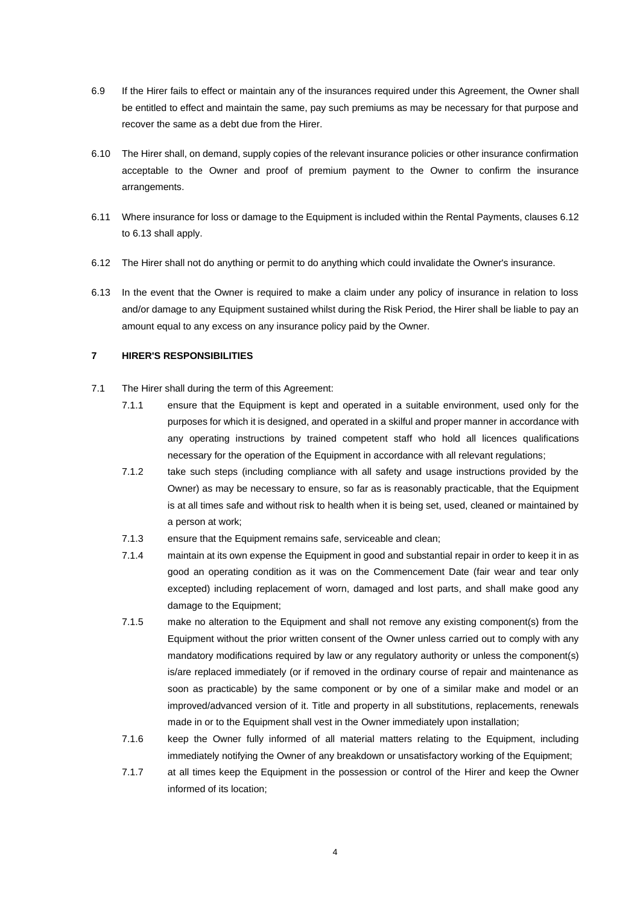6.9 If the Hirer fails to effect or maintain any of the insurances required under this Agreement, the Owner shall be entitled to effect and maintain the same, pay such premiums as may be necessary for that purpose and recover the same as a debt due from the Hirer.

6.10 The Hirer shall, on demand, supply copies of the relevant insurance policies or other insurance confirmation acceptable to the Owner and proof of premium payment to the Owner to confirm the insurance arrangements.

6.11 Where insurance for loss or damage to the Equipment is included within the Rental Payments, clauses 6.12 to 6.13 shall apply.

6.12 The Hirer shall not do anything or permit to do anything which could invalidate the Owner's insurance.

6.13 In the event that the Owner is required to make a claim under any policy of insurance in relation to loss and/or damage to any Equipment sustained whilst during the Risk Period, the Hirer shall be liable to pay an amount equal to any excess on any insurance policy paid by the Owner.

## 7 HIRER'S RESPONSIBILITIES

7.1 The Hirer shall during the term of this Agreement:

7.1.1 ensure that the Equipment is kept and operated in a suitable environment, used only for the purposes for which it is designed, and operated in a skilful and proper manner in accordance with any operating instructions by trained competent staff who hold all licences qualifications necessary for the operation of the Equipment in accordance with all relevant regulations;

7.1.2 take such steps (including compliance with all safety and usage instructions provided by the Owner) as may be necessary to ensure, so far as is reasonably practicable, that the Equipment is at all times safe and without risk to health when it is being set, used, cleaned or maintained by a person at work;

7.1.3 ensure that the Equipment remains safe, serviceable and clean;

7.1.4 maintain at its own expense the Equipment in good and substantial repair in order to keep it in as good an operating condition as it was on the Commencement Date (fair wear and tear only excepted) including replacement of worn, damaged and lost parts, and shall make good any damage to the Equipment;

7.1.5 make no alteration to the Equipment and shall not remove any existing component(s) from the Equipment without the prior written consent of the Owner unless carried out to comply with any mandatory modifications required by law or any regulatory authority or unless the component(s) is/are replaced immediately (or if removed in the ordinary course of repair and maintenance as soon as practicable) by the same component or by one of a similar make and model or an improved/advanced version of it. Title and property in all substitutions, replacements, renewals made in or to the Equipment shall vest in the Owner immediately upon installation;

7.1.6 keep the Owner fully informed of all material matters relating to the Equipment, including immediately notifying the Owner of any breakdown or unsatisfactory working of the Equipment;

7.1.7 at all times keep the Equipment in the possession or control of the Hirer and keep the Owner informed of its location;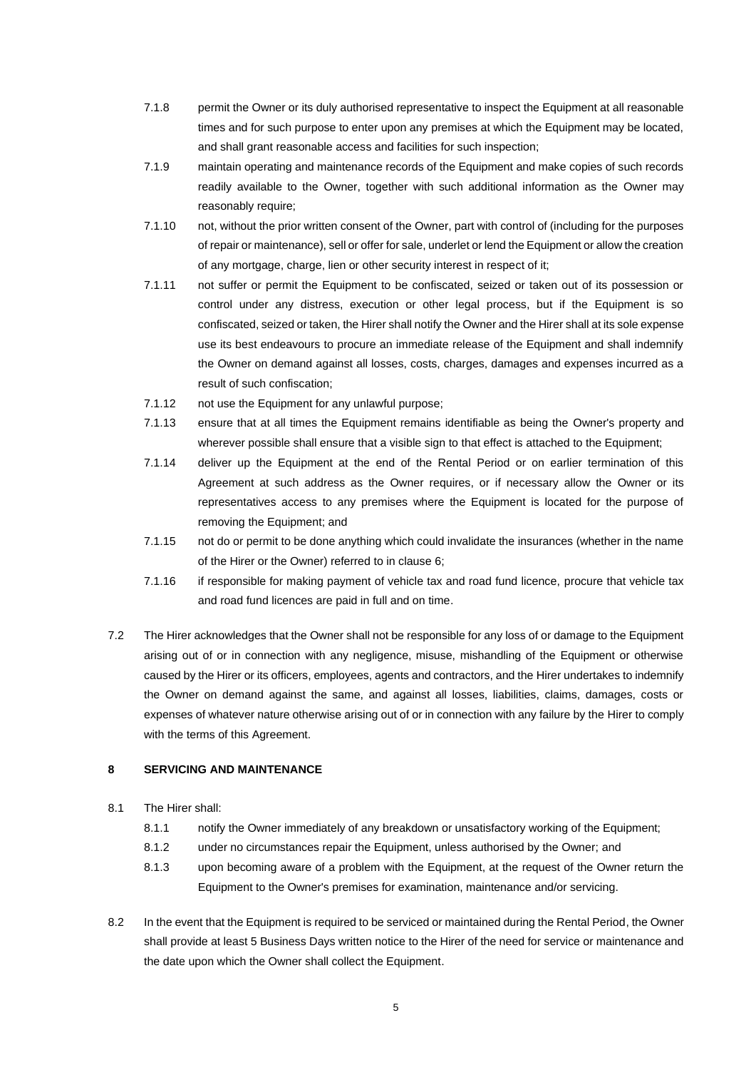7.1.8 permit the Owner or its duly authorised representative to inspect the Equipment at all reasonable times and for such purpose to enter upon any premises at which the Equipment may be located, and shall grant reasonable access and facilities for such inspection;

7.1.9 maintain operating and maintenance records of the Equipment and make copies of such records readily available to the Owner, together with such additional information as the Owner may reasonably require;

7.1.10 not, without the prior written consent of the Owner, part with control of (including for the purposes of repair or maintenance), sell or offer for sale, underlet or lend the Equipment or allow the creation of any mortgage, charge, lien or other security interest in respect of it;

7.1.11 not suffer or permit the Equipment to be confiscated, seized or taken out of its possession or control under any distress, execution or other legal process, but if the Equipment is so confiscated, seized or taken, the Hirer shall notify the Owner and the Hirer shall at its sole expense use its best endeavours to procure an immediate release of the Equipment and shall indemnify the Owner on demand against all losses, costs, charges, damages and expenses incurred as a result of such confiscation;

7.1.12 not use the Equipment for any unlawful purpose;

7.1.13 ensure that at all times the Equipment remains identifiable as being the Owner's property and wherever possible shall ensure that a visible sign to that effect is attached to the Equipment;

7.1.14 deliver up the Equipment at the end of the Rental Period or on earlier termination of this Agreement at such address as the Owner requires, or if necessary allow the Owner or its representatives access to any premises where the Equipment is located for the purpose of removing the Equipment; and

7.1.15 not do or permit to be done anything which could invalidate the insurances (whether in the name of the Hirer or the Owner) referred to in clause 6;

7.1.16 if responsible for making payment of vehicle tax and road fund licence, procure that vehicle tax and road fund licences are paid in full and on time.

7.2 The Hirer acknowledges that the Owner shall not be responsible for any loss of or damage to the Equipment arising out of or in connection with any negligence, misuse, mishandling of the Equipment or otherwise caused by the Hirer or its officers, employees, agents and contractors, and the Hirer undertakes to indemnify the Owner on demand against the same, and against all losses, liabilities, claims, damages, costs or expenses of whatever nature otherwise arising out of or in connection with any failure by the Hirer to comply with the terms of this Agreement.

## 8 SERVICING AND MAINTENANCE

8.1 The Hirer shall:

8.1.1 notify the Owner immediately of any breakdown or unsatisfactory working of the Equipment;

8.1.2 under no circumstances repair the Equipment, unless authorised by the Owner; and

8.1.3 upon becoming aware of a problem with the Equipment, at the request of the Owner return the Equipment to the Owner's premises for examination, maintenance and/or servicing.

8.2 In the event that the Equipment is required to be serviced or maintained during the Rental Period, the Owner shall provide at least 5 Business Days written notice to the Hirer of the need for service or maintenance and the date upon which the Owner shall collect the Equipment.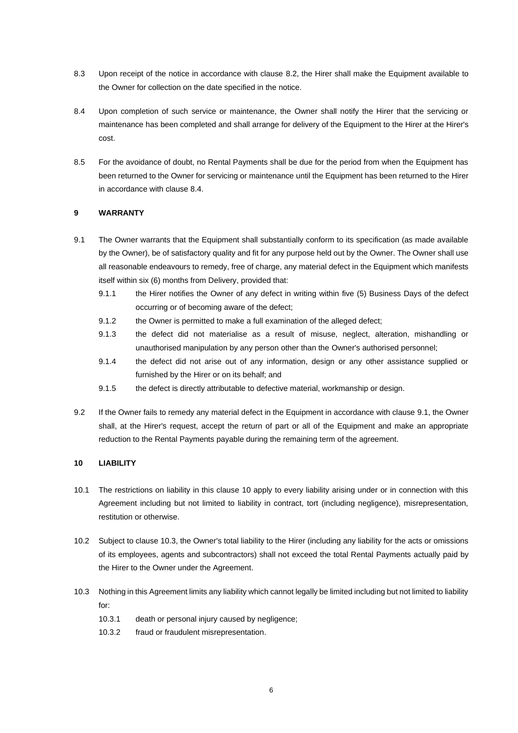8.3 Upon receipt of the notice in accordance with clause 8.2, the Hirer shall make the Equipment available to the Owner for collection on the date specified in the notice.

8.4 Upon completion of such service or maintenance, the Owner shall notify the Hirer that the servicing or maintenance has been completed and shall arrange for delivery of the Equipment to the Hirer at the Hirer's cost.

8.5 For the avoidance of doubt, no Rental Payments shall be due for the period from when the Equipment has been returned to the Owner for servicing or maintenance until the Equipment has been returned to the Hirer in accordance with clause 8.4.

## 9 WARRANTY

9.1 The Owner warrants that the Equipment shall substantially conform to its specification (as made available by the Owner), be of satisfactory quality and fit for any purpose held out by the Owner. The Owner shall use all reasonable endeavours to remedy, free of charge, any material defect in the Equipment which manifests itself within six (6) months from Delivery, provided that:

- 9.1.1 the Hirer notifies the Owner of any defect in writing within five (5) Business Days of the defect occurring or of becoming aware of the defect;
- 9.1.2 the Owner is permitted to make a full examination of the alleged defect;
- 9.1.3 the defect did not materialise as a result of misuse, neglect, alteration, mishandling or unauthorised manipulation by any person other than the Owner's authorised personnel;
- 9.1.4 the defect did not arise out of any information, design or any other assistance supplied or furnished by the Hirer or on its behalf; and
- 9.1.5 the defect is directly attributable to defective material, workmanship or design.

9.2 If the Owner fails to remedy any material defect in the Equipment in accordance with clause 9.1, the Owner shall, at the Hirer's request, accept the return of part or all of the Equipment and make an appropriate reduction to the Rental Payments payable during the remaining term of the agreement.

## 10 LIABILITY

10.1 The restrictions on liability in this clause 10 apply to every liability arising under or in connection with this Agreement including but not limited to liability in contract, tort (including negligence), misrepresentation, restitution or otherwise.

10.2 Subject to clause 10.3, the Owner's total liability to the Hirer (including any liability for the acts or omissions of its employees, agents and subcontractors) shall not exceed the total Rental Payments actually paid by the Hirer to the Owner under the Agreement.

10.3 Nothing in this Agreement limits any liability which cannot legally be limited including but not limited to liability for:

- 10.3.1 death or personal injury caused by negligence;
- 10.3.2 fraud or fraudulent misrepresentation.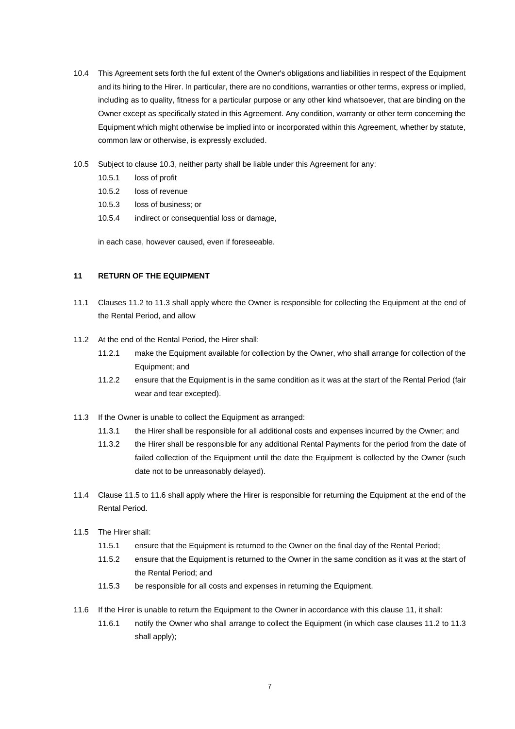10.4 This Agreement sets forth the full extent of the Owner's obligations and liabilities in respect of the Equipment and its hiring to the Hirer. In particular, there are no conditions, warranties or other terms, express or implied, including as to quality, fitness for a particular purpose or any other kind whatsoever, that are binding on the Owner except as specifically stated in this Agreement. Any condition, warranty or other term concerning the Equipment which might otherwise be implied into or incorporated within this Agreement, whether by statute, common law or otherwise, is expressly excluded.

10.5 Subject to clause 10.3, neither party shall be liable under this Agreement for any:

- 10.5.1 loss of profit
- 10.5.2 loss of revenue
- 10.5.3 loss of business; or
- 10.5.4 indirect or consequential loss or damage,

in each case, however caused, even if foreseeable.

## 11 RETURN OF THE EQUIPMENT

11.1 Clauses 11.2 to 11.3 shall apply where the Owner is responsible for collecting the Equipment at the end of the Rental Period, and allow

11.2 At the end of the Rental Period, the Hirer shall:

- 11.2.1 make the Equipment available for collection by the Owner, who shall arrange for collection of the Equipment; and
- 11.2.2 ensure that the Equipment is in the same condition as it was at the start of the Rental Period (fair wear and tear excepted).

11.3 If the Owner is unable to collect the Equipment as arranged:

- 11.3.1 the Hirer shall be responsible for all additional costs and expenses incurred by the Owner; and
- 11.3.2 the Hirer shall be responsible for any additional Rental Payments for the period from the date of failed collection of the Equipment until the date the Equipment is collected by the Owner (such date not to be unreasonably delayed).

11.4 Clause 11.5 to 11.6 shall apply where the Hirer is responsible for returning the Equipment at the end of the Rental Period.

11.5 The Hirer shall:

- 11.5.1 ensure that the Equipment is returned to the Owner on the final day of the Rental Period;
- 11.5.2 ensure that the Equipment is returned to the Owner in the same condition as it was at the start of the Rental Period; and
- 11.5.3 be responsible for all costs and expenses in returning the Equipment.

11.6 If the Hirer is unable to return the Equipment to the Owner in accordance with this clause 11, it shall:

- 11.6.1 notify the Owner who shall arrange to collect the Equipment (in which case clauses 11.2 to 11.3 shall apply);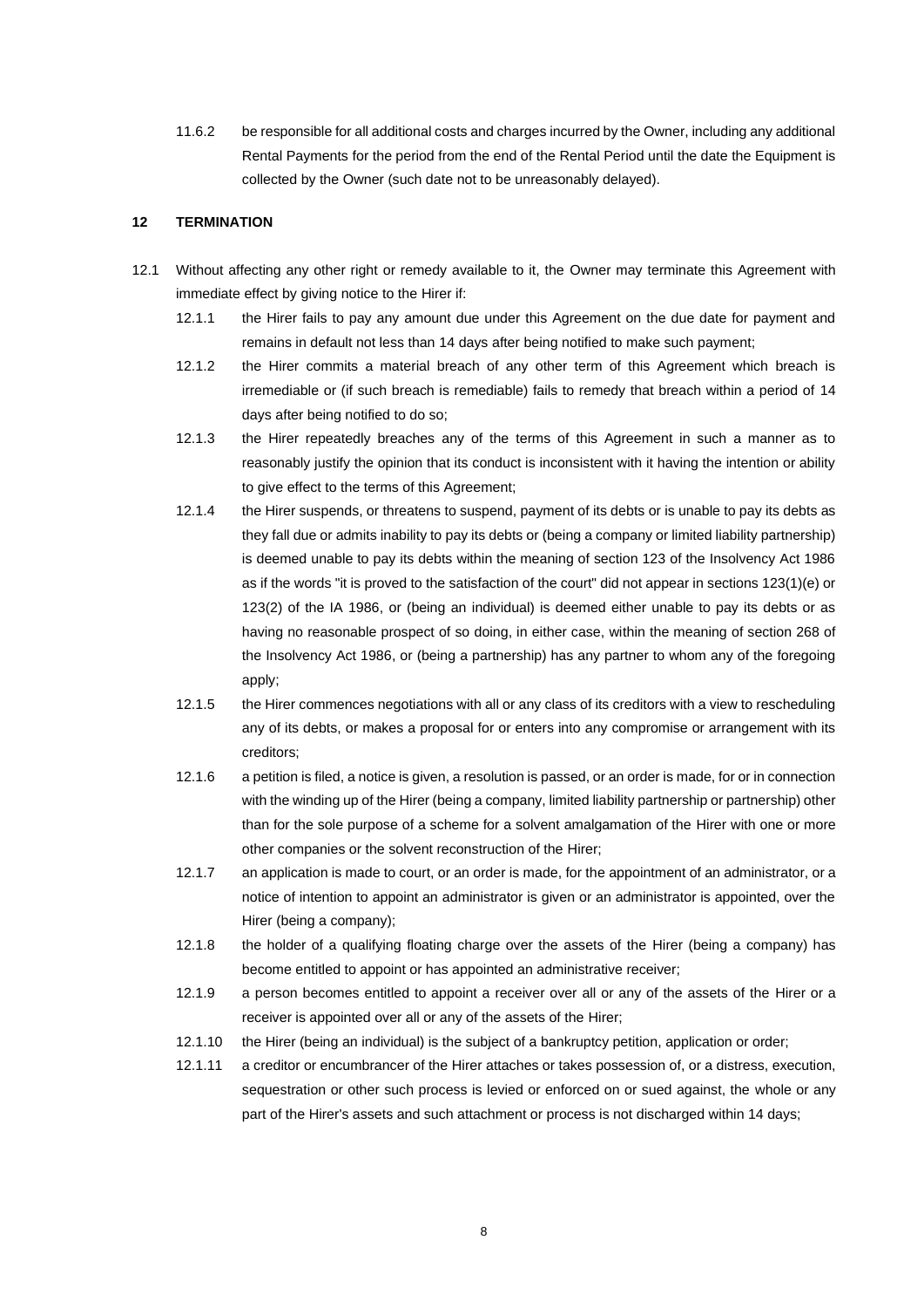11.6.2 be responsible for all additional costs and charges incurred by the Owner, including any additional Rental Payments for the period from the end of the Rental Period until the date the Equipment is collected by the Owner (such date not to be unreasonably delayed).

## 12 TERMINATION

12.1 Without affecting any other right or remedy available to it, the Owner may terminate this Agreement with immediate effect by giving notice to the Hirer if:

12.1.1 the Hirer fails to pay any amount due under this Agreement on the due date for payment and remains in default not less than 14 days after being notified to make such payment;

12.1.2 the Hirer commits a material breach of any other term of this Agreement which breach is irremediable or (if such breach is remediable) fails to remedy that breach within a period of 14 days after being notified to do so;

12.1.3 the Hirer repeatedly breaches any of the terms of this Agreement in such a manner as to reasonably justify the opinion that its conduct is inconsistent with it having the intention or ability to give effect to the terms of this Agreement;

12.1.4 the Hirer suspends, or threatens to suspend, payment of its debts or is unable to pay its debts as they fall due or admits inability to pay its debts or (being a company or limited liability partnership) is deemed unable to pay its debts within the meaning of section 123 of the Insolvency Act 1986 as if the words "it is proved to the satisfaction of the court" did not appear in sections 123(1)(e) or 123(2) of the IA 1986, or (being an individual) is deemed either unable to pay its debts or as having no reasonable prospect of so doing, in either case, within the meaning of section 268 of the Insolvency Act 1986, or (being a partnership) has any partner to whom any of the foregoing apply;

12.1.5 the Hirer commences negotiations with all or any class of its creditors with a view to rescheduling any of its debts, or makes a proposal for or enters into any compromise or arrangement with its creditors;

12.1.6 a petition is filed, a notice is given, a resolution is passed, or an order is made, for or in connection with the winding up of the Hirer (being a company, limited liability partnership or partnership) other than for the sole purpose of a scheme for a solvent amalgamation of the Hirer with one or more other companies or the solvent reconstruction of the Hirer;

12.1.7 an application is made to court, or an order is made, for the appointment of an administrator, or a notice of intention to appoint an administrator is given or an administrator is appointed, over the Hirer (being a company);

12.1.8 the holder of a qualifying floating charge over the assets of the Hirer (being a company) has become entitled to appoint or has appointed an administrative receiver;

12.1.9 a person becomes entitled to appoint a receiver over all or any of the assets of the Hirer or a receiver is appointed over all or any of the assets of the Hirer;

12.1.10 the Hirer (being an individual) is the subject of a bankruptcy petition, application or order;

12.1.11 a creditor or encumbrancer of the Hirer attaches or takes possession of, or a distress, execution, sequestration or other such process is levied or enforced on or sued against, the whole or any part of the Hirer's assets and such attachment or process is not discharged within 14 days;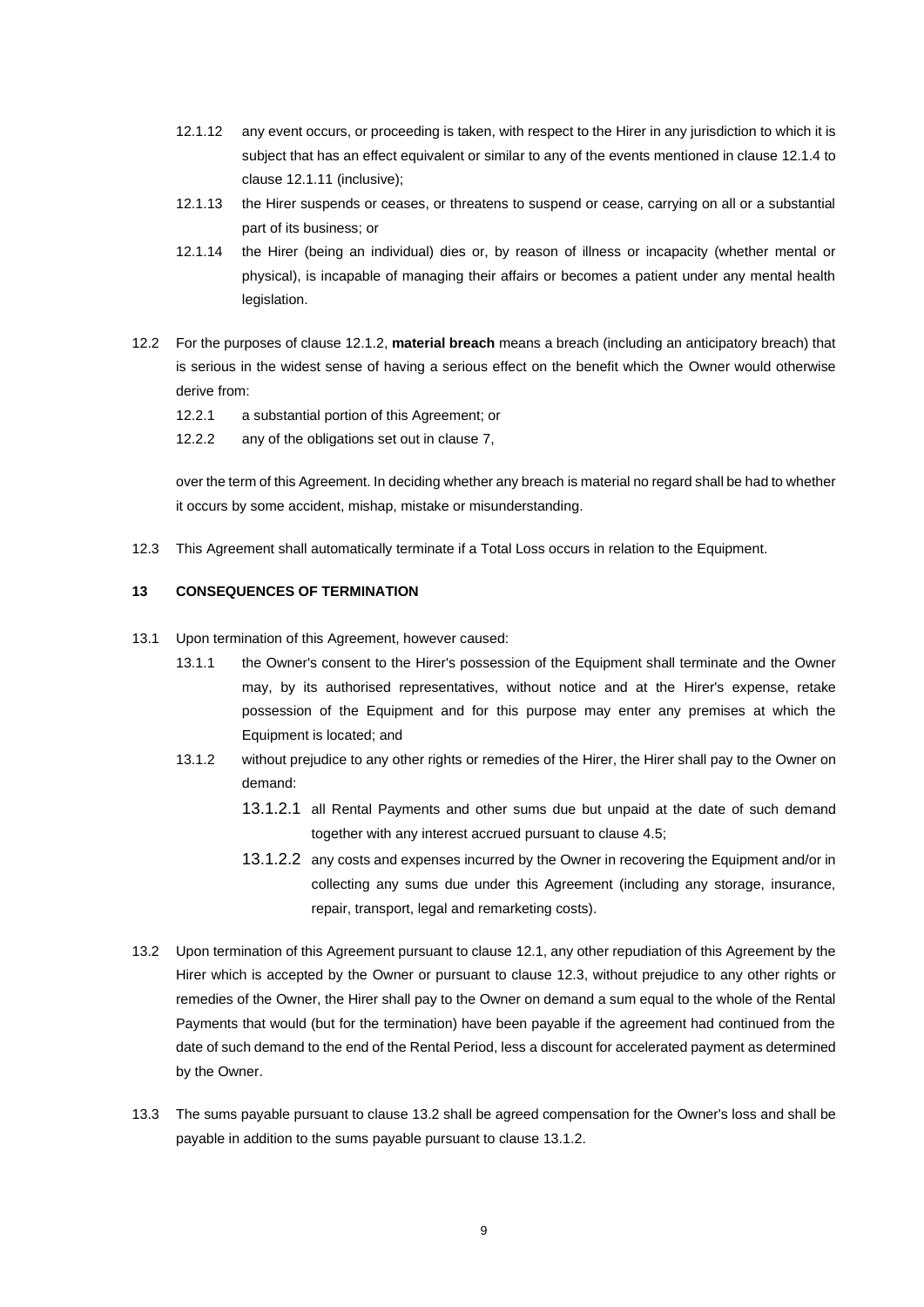12.1.12 any event occurs, or proceeding is taken, with respect to the Hirer in any jurisdiction to which it is subject that has an effect equivalent or similar to any of the events mentioned in clause 12.1.4 to clause 12.1.11 (inclusive);

12.1.13 the Hirer suspends or ceases, or threatens to suspend or cease, carrying on all or a substantial part of its business; or

12.1.14 the Hirer (being an individual) dies or, by reason of illness or incapacity (whether mental or physical), is incapable of managing their affairs or becomes a patient under any mental health legislation.

12.2 For the purposes of clause 12.1.2, **material breach** means a breach (including an anticipatory breach) that is serious in the widest sense of having a serious effect on the benefit which the Owner would otherwise derive from:

12.2.1 a substantial portion of this Agreement; or

12.2.2 any of the obligations set out in clause 7,

over the term of this Agreement. In deciding whether any breach is material no regard shall be had to whether it occurs by some accident, mishap, mistake or misunderstanding.

12.3 This Agreement shall automatically terminate if a Total Loss occurs in relation to the Equipment.

**13 CONSEQUENCES OF TERMINATION**

13.1 Upon termination of this Agreement, however caused:

13.1.1 the Owner's consent to the Hirer's possession of the Equipment shall terminate and the Owner may, by its authorised representatives, without notice and at the Hirer's expense, retake possession of the Equipment and for this purpose may enter any premises at which the Equipment is located; and

13.1.2 without prejudice to any other rights or remedies of the Hirer, the Hirer shall pay to the Owner on demand:

13.1.2.1 all Rental Payments and other sums due but unpaid at the date of such demand together with any interest accrued pursuant to clause 4.5;

13.1.2.2 any costs and expenses incurred by the Owner in recovering the Equipment and/or in collecting any sums due under this Agreement (including any storage, insurance, repair, transport, legal and remarketing costs).

13.2 Upon termination of this Agreement pursuant to clause 12.1, any other repudiation of this Agreement by the Hirer which is accepted by the Owner or pursuant to clause 12.3, without prejudice to any other rights or remedies of the Owner, the Hirer shall pay to the Owner on demand a sum equal to the whole of the Rental Payments that would (but for the termination) have been payable if the agreement had continued from the date of such demand to the end of the Rental Period, less a discount for accelerated payment as determined by the Owner.

13.3 The sums payable pursuant to clause 13.2 shall be agreed compensation for the Owner's loss and shall be payable in addition to the sums payable pursuant to clause 13.1.2.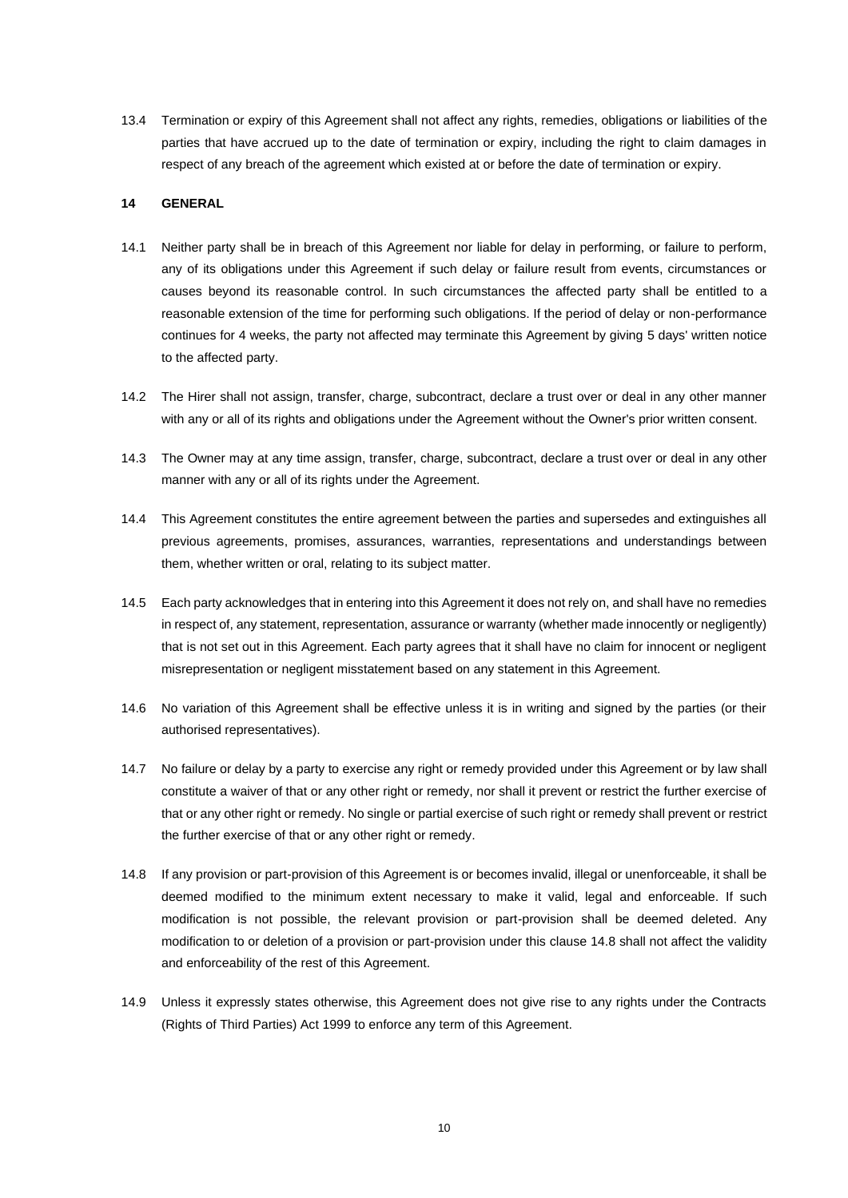13.4 Termination or expiry of this Agreement shall not affect any rights, remedies, obligations or liabilities of the parties that have accrued up to the date of termination or expiry, including the right to claim damages in respect of any breach of the agreement which existed at or before the date of termination or expiry.

## 14 GENERAL

14.1 Neither party shall be in breach of this Agreement nor liable for delay in performing, or failure to perform, any of its obligations under this Agreement if such delay or failure result from events, circumstances or causes beyond its reasonable control. In such circumstances the affected party shall be entitled to a reasonable extension of the time for performing such obligations. If the period of delay or non-performance continues for 4 weeks, the party not affected may terminate this Agreement by giving 5 days' written notice to the affected party.

14.2 The Hirer shall not assign, transfer, charge, subcontract, declare a trust over or deal in any other manner with any or all of its rights and obligations under the Agreement without the Owner's prior written consent.

14.3 The Owner may at any time assign, transfer, charge, subcontract, declare a trust over or deal in any other manner with any or all of its rights under the Agreement.

14.4 This Agreement constitutes the entire agreement between the parties and supersedes and extinguishes all previous agreements, promises, assurances, warranties, representations and understandings between them, whether written or oral, relating to its subject matter.

14.5 Each party acknowledges that in entering into this Agreement it does not rely on, and shall have no remedies in respect of, any statement, representation, assurance or warranty (whether made innocently or negligently) that is not set out in this Agreement. Each party agrees that it shall have no claim for innocent or negligent misrepresentation or negligent misstatement based on any statement in this Agreement.

14.6 No variation of this Agreement shall be effective unless it is in writing and signed by the parties (or their authorised representatives).

14.7 No failure or delay by a party to exercise any right or remedy provided under this Agreement or by law shall constitute a waiver of that or any other right or remedy, nor shall it prevent or restrict the further exercise of that or any other right or remedy. No single or partial exercise of such right or remedy shall prevent or restrict the further exercise of that or any other right or remedy.

14.8 If any provision or part-provision of this Agreement is or becomes invalid, illegal or unenforceable, it shall be deemed modified to the minimum extent necessary to make it valid, legal and enforceable. If such modification is not possible, the relevant provision or part-provision shall be deemed deleted. Any modification to or deletion of a provision or part-provision under this clause 14.8 shall not affect the validity and enforceability of the rest of this Agreement.

14.9 Unless it expressly states otherwise, this Agreement does not give rise to any rights under the Contracts (Rights of Third Parties) Act 1999 to enforce any term of this Agreement.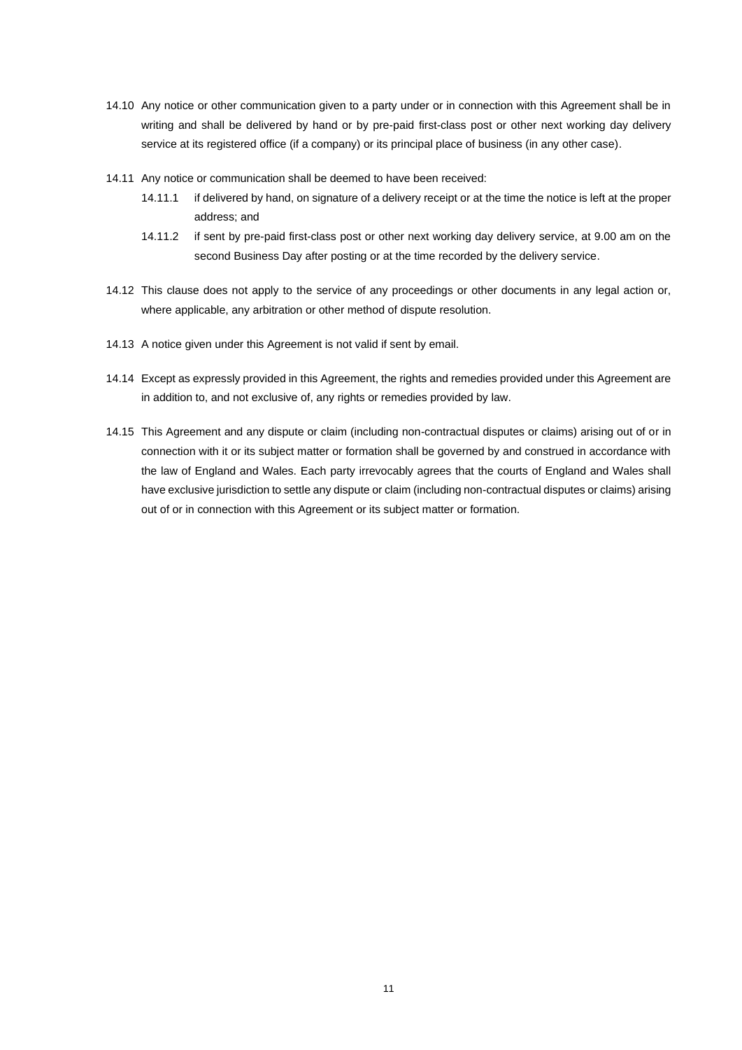14.10 Any notice or other communication given to a party under or in connection with this Agreement shall be in writing and shall be delivered by hand or by pre-paid first-class post or other next working day delivery service at its registered office (if a company) or its principal place of business (in any other case).

14.11 Any notice or communication shall be deemed to have been received:

14.11.1 if delivered by hand, on signature of a delivery receipt or at the time the notice is left at the proper address; and

14.11.2 if sent by pre-paid first-class post or other next working day delivery service, at 9.00 am on the second Business Day after posting or at the time recorded by the delivery service.

14.12 This clause does not apply to the service of any proceedings or other documents in any legal action or, where applicable, any arbitration or other method of dispute resolution.

14.13 A notice given under this Agreement is not valid if sent by email.

14.14 Except as expressly provided in this Agreement, the rights and remedies provided under this Agreement are in addition to, and not exclusive of, any rights or remedies provided by law.

14.15 This Agreement and any dispute or claim (including non-contractual disputes or claims) arising out of or in connection with it or its subject matter or formation shall be governed by and construed in accordance with the law of England and Wales. Each party irrevocably agrees that the courts of England and Wales shall have exclusive jurisdiction to settle any dispute or claim (including non-contractual disputes or claims) arising out of or in connection with this Agreement or its subject matter or formation.